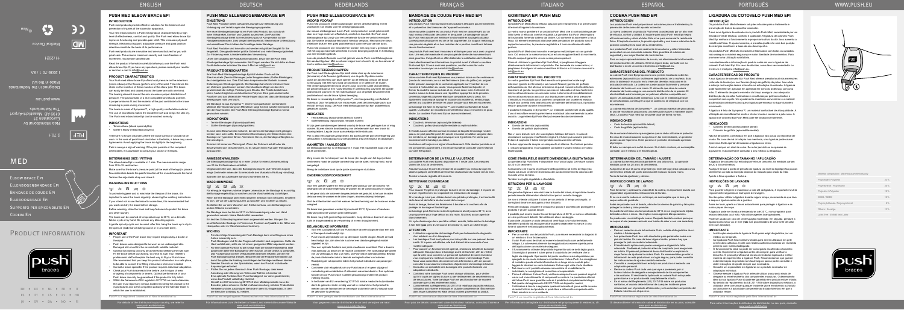MED

Elbow Brace Epi
Ellenbogenbandage Epi
Bandage de coude Epi
Elleboogbrace Epi
Supporto per epicondilite Epi
Codera Epi

Product information

Nea International bv
Europalaan 31
6199 AB Maastricht-Airport
The Netherlands

www.push.eu

Designed in the Netherlands
Made in the EU

I 2008-70 / 1 / 8A

11/2021

Medical Device

2.70.1

# PUSH MED ELBOW BRACE EPI

## INTRODUCTION

Push med products provide effective solutions for the treatment and prevention of injuries of the locomotor apparatus.

Your new elbow brace is a Push med product characterised by a high level of effectiveness, comfort and quality. The Push med elbow brace Epi improves functioning and provides pain relief. This innovative physical strength, lifted/small support, adjustable pressure and good position retention contribute the basis of its performance.

Push med products are innovative and are manufactured for you with great care. This ensures maximum security and more freedom of movement.

Read the product information carefully before you use the Push med elbow brace Epi. If you have any questions, please consult your reseller or send an e-mail to info@push.eu.

## PRODUCT CHARACTERISTICS

Your Push med elbow brace Epi offers local pressure on the extensors (tennis elbow) or the flexors (golfer's elbow) of the arm. This relieves the strain on the insertion of these muscles at the elbow. The brace can easily be fitted and closed around the forearm with one hand. The bracing element ensures a proper distribution of pressure. The pad consists of a firm compatible and elastic polymer. A proper anatomic fit and the material of the pad contribute to the brace remaining in place during movement.

The brace is made of Sympress™, a high-quality comfortable material. The use of microfibres makes the product feel soft and keeps the skin dry. The Push med elbow brace Epi can be washed easily.

## INDICATIONS

- Tennis elbow (lateral epicondylitis)
- Golfer's elbow (medial epicondylitis)

There are no known disorders where the brace cannot or should not be worn. In the case of poor blood circulation in the limbs, a brace may cause hypertension. Avoid applying the brace too tightly in the beginning.

Pain is always a sign of warning. If the pain persists or the complaint deteriorates, it is advisable to consult your doctor or therapist.

## DETERMINING SIZE / FITTING

The elbow brace Epi is available in 1 size. The measurements range from 20 to 35 centimetres.

Make sure that the brace's pressure point (at the level of the logo) is placed a few centimetres beside the painful insertion of the muscle towards the hand. Tension the adjustable strap and close it.

## WASHING INSTRUCTIONS

To promote hygiene and to maintain the functionality of the brace, it is important to wash the brace regularly, observing the washing instructions. If you intend to not use the brace for some time, it is recommended that you wash and dry the brace before storage.

Before washing, close the hook and loop fasteners to protect the brace and other laundry.

The brace can be washed at temperatures up to 30°C, as a delicate fabrics cycle or by hand. Do not use any bleaching agents.

A gentle spin-dry cycle can be used; after this, hang the brace up to dry in the open air (not near a heating source or in a tumble drier).

## IMPORTANT

- Proper use of the Push brace may require diagnosis by a doctor or therapist.
- Push braces were designed to be worn on an undamaged skin. Damaged skin must first be covered with suitable material.
- Optimal functioning can only be achieved by selecting the right size. Fit the brace before purchasing, to check its size. Your reseller's professional staff will explain the best way to fit your Push brace. We recommend that you keep this product information in a safe place, to be able to consult the fitting instructions whenever needed.
- Consult a local specialist if the product requires individual adaptation.
- Check your Push brace each time before use for signs of wear or ageing of components or seams. Optimal performance of your Push brace can only be guaranteed if the product is intact.
- Within the framework of EU regulation 2017/745 on medical devices, the user must report any serious incident involving the product to the manufacturer and to the competent authority of the Member State in which the user is established.

Push® is a registered trademark of Nea International bv

For details of the distributors in your country, we refer to www.push.eu/distributors

# PUSH MED ELLENBOGENBANDAGE EPI

# PUSH MED ELLEBOOGBRACE EPI

# BANDAGE DE COUDE PUSH MED EPI

# GOMITIERA EPI PUSH MED

# CODERA PUSH MED EPI

# LIGADURA DE COTOVELO PUSH MED EPI

| Material composition / Materialzusammensetzung | |
|---|---|
| Polyamide / Polyamid | 33% |
| Polyethylene / Polyethylen | 25% |
| Polyester / Polyester | 16% |
| SBR / SBR | 15% |
| Polyurethane / Polyurethan | 6% |
| Other / Sonstige | 5% |
| Latex free / Enthält kein Latex | |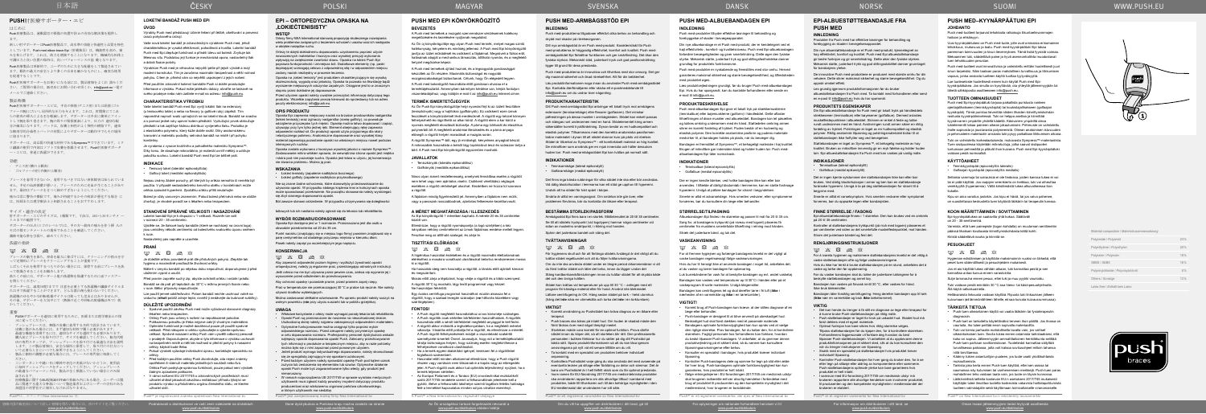日本語 | ČESKY | POLSKI | MAGYAR | SVENSKA | DANSK | NORSK | SUOMI | WWW.PUSH.EU

## PUSH肘サポーター・エピ

## LOKETNÍ BANDÁŽ PUSH MED EPI

## EPI – ORTOPEDYCZNA OPASKA NA „ŁOKIEĆ TENISISTY"

## PUSH MED EPI KÖNYÖKRÖGZÍTŐ

## PUSH MED-ARMBÅGSSTÖD EPI

## PUSH MED-ALBUEBANDAGEN EPI

## EPI-ALBUESTØTTEBANDASJE FRA PUSH MED

## PUSH MED-KYYNÄRPÄÄTUKI EPI